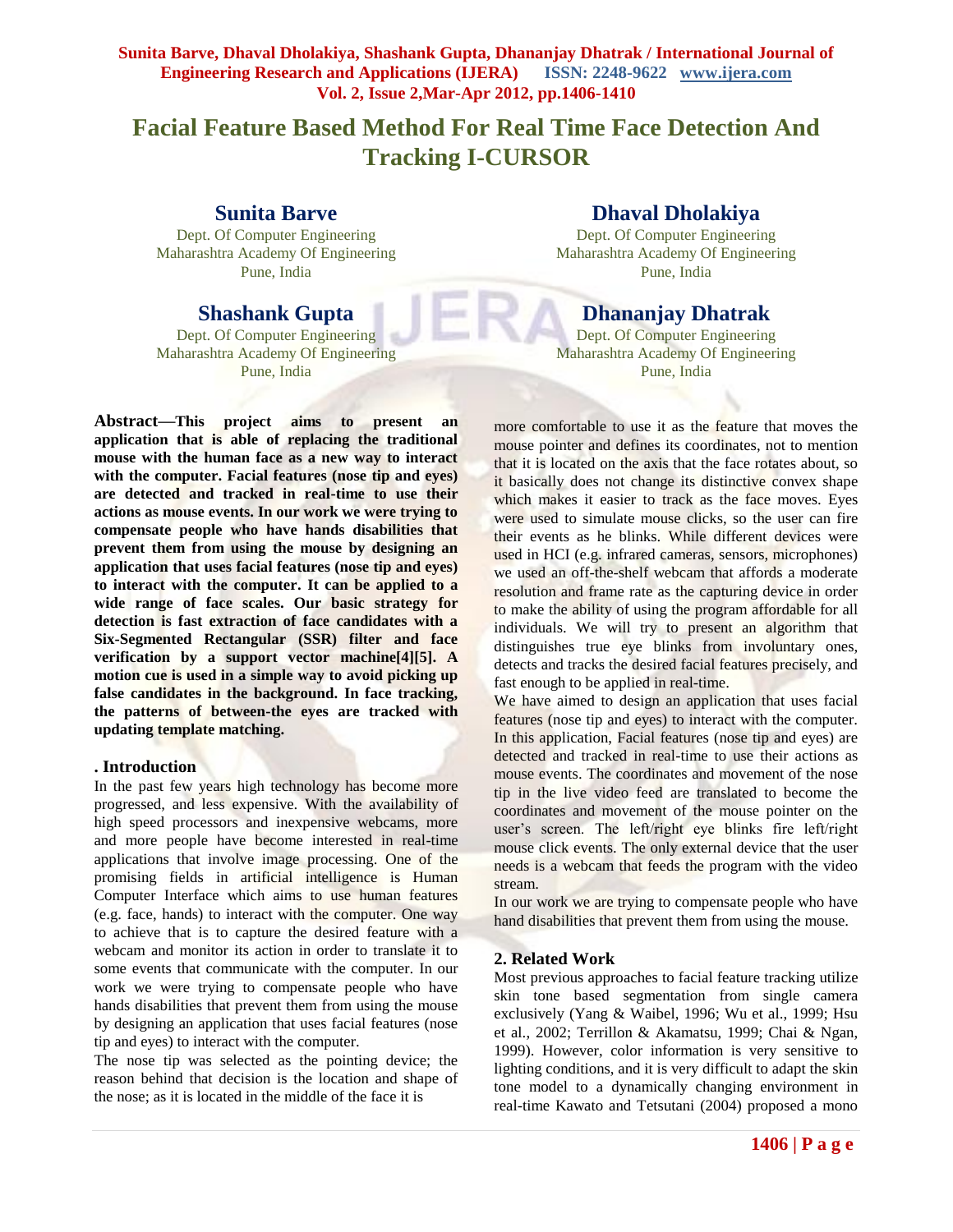# Facial Feature Based Method For Real Time Face Detection And Tracking I-CURSOR

**Sunita Barve**
Dept. Of Computer Engineering
Maharashtra Academy Of Engineering
Pune, India

**Dhaval Dholakiya**
Dept. Of Computer Engineering
Maharashtra Academy Of Engineering
Pune, India

**Shashank Gupta**
Dept. Of Computer Engineering
Maharashtra Academy Of Engineering
Pune, India

**Dhananjay Dhatrak**
Dept. Of Computer Engineering
Maharashtra Academy Of Engineering
Pune, India

**Abstract—This project aims to present an application that is able of replacing the traditional mouse with the human face as a new way to interact with the computer. Facial features (nose tip and eyes) are detected and tracked in real-time to use their actions as mouse events. In our work we were trying to compensate people who have hands disabilities that prevent them from using the mouse by designing an application that uses facial features (nose tip and eyes) to interact with the computer. It can be applied to a wide range of face scales. Our basic strategy for detection is fast extraction of face candidates with a Six-Segmented Rectangular (SSR) filter and face verification by a support vector machine[4][5]. A motion cue is used in a simple way to avoid picking up false candidates in the background. In face tracking, the patterns of between-the eyes are tracked with updating template matching.**

## . Introduction

In the past few years high technology has become more progressed, and less expensive. With the availability of high speed processors and inexpensive webcams, more and more people have become interested in real-time applications that involve image processing. One of the promising fields in artificial intelligence is Human Computer Interface which aims to use human features (e.g. face, hands) to interact with the computer. One way to achieve that is to capture the desired feature with a webcam and monitor its action in order to translate it to some events that communicate with the computer. In our work we were trying to compensate people who have hands disabilities that prevent them from using the mouse by designing an application that uses facial features (nose tip and eyes) to interact with the computer.

The nose tip was selected as the pointing device; the reason behind that decision is the location and shape of the nose; as it is located in the middle of the face it is more comfortable to use it as the feature that moves the mouse pointer and defines its coordinates, not to mention that it is located on the axis that the face rotates about, so it basically does not change its distinctive convex shape which makes it easier to track as the face moves. Eyes were used to simulate mouse clicks, so the user can fire their events as he blinks. While different devices were used in HCI (e.g. infrared cameras, sensors, microphones) we used an off-the-shelf webcam that affords a moderate resolution and frame rate as the capturing device in order to make the ability of using the program affordable for all individuals. We will try to present an algorithm that distinguishes true eye blinks from involuntary ones, detects and tracks the desired facial features precisely, and fast enough to be applied in real-time.

We have aimed to design an application that uses facial features (nose tip and eyes) to interact with the computer. In this application, Facial features (nose tip and eyes) are detected and tracked in real-time to use their actions as mouse events. The coordinates and movement of the nose tip in the live video feed are translated to become the coordinates and movement of the mouse pointer on the user's screen. The left/right eye blinks fire left/right mouse click events. The only external device that the user needs is a webcam that feeds the program with the video stream.

In our work we are trying to compensate people who have hand disabilities that prevent them from using the mouse.

## 2. Related Work

Most previous approaches to facial feature tracking utilize skin tone based segmentation from single camera exclusively (Yang & Waibel, 1996; Wu et al., 1999; Hsu et al., 2002; Terrillon & Akamatsu, 1999; Chai & Ngan, 1999). However, color information is very sensitive to lighting conditions, and it is very difficult to adapt the skin tone model to a dynamically changing environment in real-time Kawato and Tetsutani (2004) proposed a mono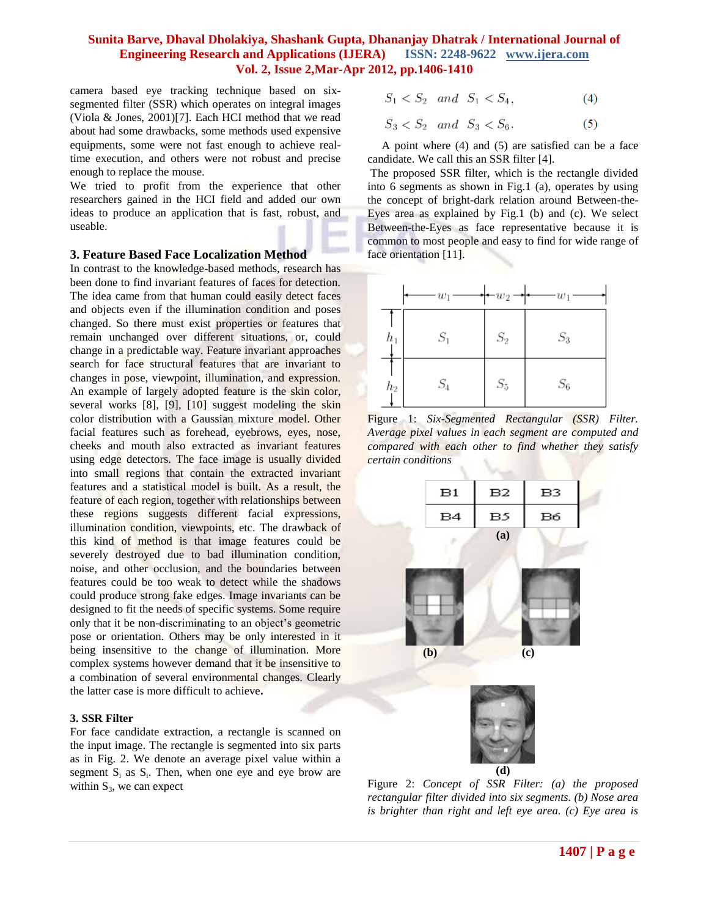camera based eye tracking technique based on six-segmented filter (SSR) which operates on integral images (Viola & Jones, 2001)[7]. Each HCI method that we read about had some drawbacks, some methods used expensive equipments, some were not fast enough to achieve real-time execution, and others were not robust and precise enough to replace the mouse.

We tried to profit from the experience that other researchers gained in the HCI field and added our own ideas to produce an application that is fast, robust, and useable.

## 3. Feature Based Face Localization Method

In contrast to the knowledge-based methods, research has been done to find invariant features of faces for detection. The idea came from that human could easily detect faces and objects even if the illumination condition and poses changed. So there must exist properties or features that remain unchanged over different situations, or, could change in a predictable way. Feature invariant approaches search for face structural features that are invariant to changes in pose, viewpoint, illumination, and expression. An example of largely adopted feature is the skin color, several works [8], [9], [10] suggest modeling the skin color distribution with a Gaussian mixture model. Other facial features such as forehead, eyebrows, eyes, nose, cheeks and mouth also extracted as invariant features using edge detectors. The face image is usually divided into small regions that contain the extracted invariant features and a statistical model is built. As a result, the feature of each region, together with relationships between these regions suggests different facial expressions, illumination condition, viewpoints, etc. The drawback of this kind of method is that image features could be severely destroyed due to bad illumination condition, noise, and other occlusion, and the boundaries between features could be too weak to detect while the shadows could produce strong fake edges. Image invariants can be designed to fit the needs of specific systems. Some require only that it be non-discriminating to an object's geometric pose or orientation. Others may be only interested in it being insensitive to the change of illumination. More complex systems however demand that it be insensitive to a combination of several environmental changes. Clearly the latter case is more difficult to achieve**.**

### 3. SSR Filter

For face candidate extraction, a rectangle is scanned on the input image. The rectangle is segmented into six parts as in Fig. 2. We denote an average pixel value within a segment $S_i$ as $S_i$. Then, when one eye and eye brow are within $S_3$, we can expect

$$S_1 < S_2 \quad and \quad S_1 < S_4, \qquad (4)$$

$$S_3 < S_2 \quad and \quad S_3 < S_6. \qquad (5)$$

A point where (4) and (5) are satisfied can be a face candidate. We call this an SSR filter [4].

The proposed SSR filter, which is the rectangle divided into 6 segments as shown in Fig.1 (a), operates by using the concept of bright-dark relation around Between-the-Eyes area as explained by Fig.1 (b) and (c). We select Between-the-Eyes as face representative because it is common to most people and easy to find for wide range of face orientation [11].

| $S_1$ | $S_2$ | $S_3$ |
|---|---|---|
| $S_4$ | $S_5$ | $S_6$ |

Widths: $w_1$, $w_2$, $w_1$; heights: $h_1$, $h_2$

Figure 1: *Six-Segmented Rectangular (SSR) Filter. Average pixel values in each segment are computed and compared with each other to find whether they satisfy certain conditions*

| B1 | B2 | B3 |
|---|---|---|
| B4 | B5 | B6 |

(a)

(b) (c)

(d)

Figure 2: *Concept of SSR Filter: (a) the proposed rectangular filter divided into six segments. (b) Nose area is brighter than right and left eye area. (c) Eye area is*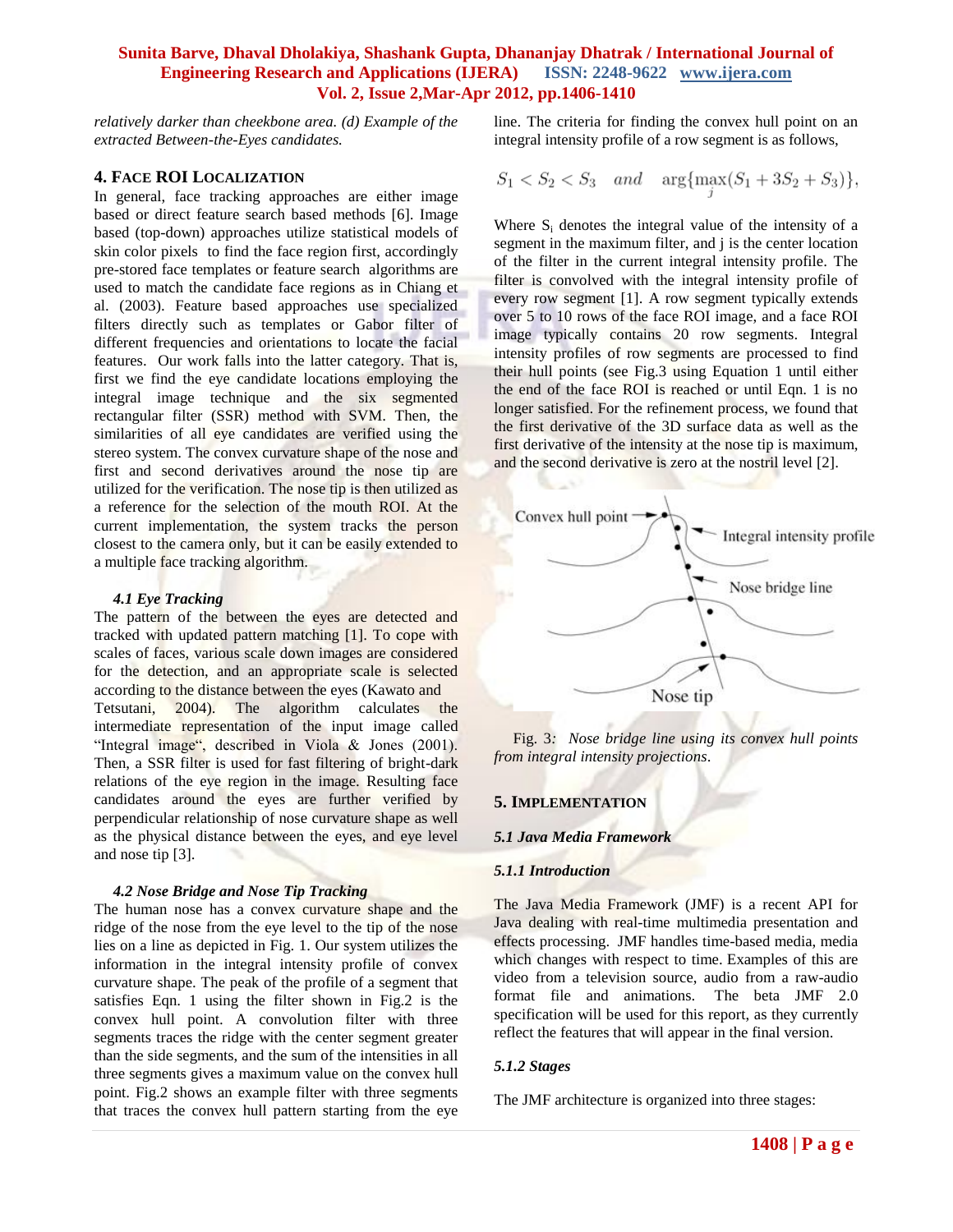*relatively darker than cheekbone area. (d) Example of the extracted Between-the-Eyes candidates.*

## 4. Face ROI Localization

In general, face tracking approaches are either image based or direct feature search based methods [6]. Image based (top-down) approaches utilize statistical models of skin color pixels to find the face region first, accordingly pre-stored face templates or feature search algorithms are used to match the candidate face regions as in Chiang et al. (2003). Feature based approaches use specialized filters directly such as templates or Gabor filter of different frequencies and orientations to locate the facial features. Our work falls into the latter category. That is, first we find the eye candidate locations employing the integral image technique and the six segmented rectangular filter (SSR) method with SVM. Then, the similarities of all eye candidates are verified using the stereo system. The convex curvature shape of the nose and first and second derivatives around the nose tip are utilized for the verification. The nose tip is then utilized as a reference for the selection of the mouth ROI. At the current implementation, the system tracks the person closest to the camera only, but it can be easily extended to a multiple face tracking algorithm.

### *4.1 Eye Tracking*

The pattern of the between the eyes are detected and tracked with updated pattern matching [1]. To cope with scales of faces, various scale down images are considered for the detection, and an appropriate scale is selected according to the distance between the eyes (Kawato and Tetsutani, 2004). The algorithm calculates the intermediate representation of the input image called "Integral image", described in Viola & Jones (2001). Then, a SSR filter is used for fast filtering of bright-dark relations of the eye region in the image. Resulting face candidates around the eyes are further verified by perpendicular relationship of nose curvature shape as well as the physical distance between the eyes, and eye level and nose tip [3].

### *4.2 Nose Bridge and Nose Tip Tracking*

The human nose has a convex curvature shape and the ridge of the nose from the eye level to the tip of the nose lies on a line as depicted in Fig. 1. Our system utilizes the information in the integral intensity profile of convex curvature shape. The peak of the profile of a segment that satisfies Eqn. 1 using the filter shown in Fig.2 is the convex hull point. A convolution filter with three segments traces the ridge with the center segment greater than the side segments, and the sum of the intensities in all three segments gives a maximum value on the convex hull point. Fig.2 shows an example filter with three segments that traces the convex hull pattern starting from the eye line. The criteria for finding the convex hull point on an integral intensity profile of a row segment is as follows,

$$S_1 < S_2 < S_3 \quad and \quad \arg\{\max_j(S_1 + 3S_2 + S_3)\},$$

Where $S_i$ denotes the integral value of the intensity of a segment in the maximum filter, and j is the center location of the filter in the current integral intensity profile. The filter is convolved with the integral intensity profile of every row segment [1]. A row segment typically extends over 5 to 10 rows of the face ROI image, and a face ROI image typically contains 20 row segments. Integral intensity profiles of row segments are processed to find their hull points (see Fig.3 using Equation 1 until either the end of the face ROI is reached or until Eqn. 1 is no longer satisfied. For the refinement process, we found that the first derivative of the 3D surface data as well as the first derivative of the intensity at the nose tip is maximum, and the second derivative is zero at the nostril level [2].

Fig. 3: *Nose bridge line using its convex hull points from integral intensity projections*.

## 5. Implementation

### *5.1 Java Media Framework*

#### *5.1.1 Introduction*

The Java Media Framework (JMF) is a recent API for Java dealing with real-time multimedia presentation and effects processing. JMF handles time-based media, media which changes with respect to time. Examples of this are video from a television source, audio from a raw-audio format file and animations. The beta JMF 2.0 specification will be used for this report, as they currently reflect the features that will appear in the final version.

#### *5.1.2 Stages*

The JMF architecture is organized into three stages: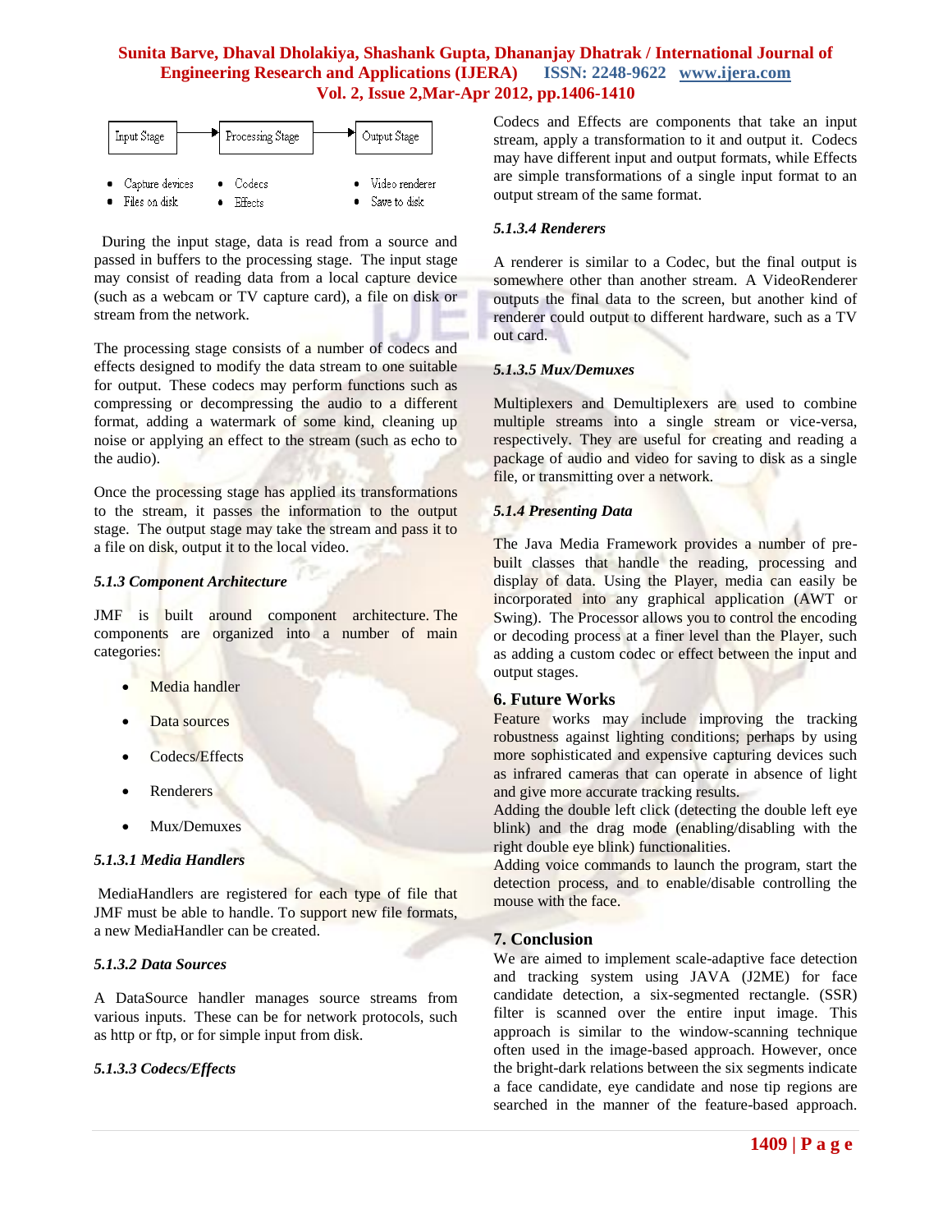| Input Stage | → | Processing Stage | → | Output Stage |
|---|---|---|---|---|
| • Capture devices | | • Codecs | | • Video renderer |
| • Files on disk | | • Effects | | • Save to disk |

During the input stage, data is read from a source and passed in buffers to the processing stage. The input stage may consist of reading data from a local capture device (such as a webcam or TV capture card), a file on disk or stream from the network.

The processing stage consists of a number of codecs and effects designed to modify the data stream to one suitable for output. These codecs may perform functions such as compressing or decompressing the audio to a different format, adding a watermark of some kind, cleaning up noise or applying an effect to the stream (such as echo to the audio).

Once the processing stage has applied its transformations to the stream, it passes the information to the output stage. The output stage may take the stream and pass it to a file on disk, output it to the local video.

#### *5.1.3 Component Architecture*

JMF is built around component architecture. The components are organized into a number of main categories:

- Media handler
- Data sources
- Codecs/Effects
- Renderers
- Mux/Demuxes

##### *5.1.3.1 Media Handlers*

MediaHandlers are registered for each type of file that JMF must be able to handle. To support new file formats, a new MediaHandler can be created.

##### *5.1.3.2 Data Sources*

A DataSource handler manages source streams from various inputs. These can be for network protocols, such as http or ftp, or for simple input from disk.

##### *5.1.3.3 Codecs/Effects*

Codecs and Effects are components that take an input stream, apply a transformation to it and output it. Codecs may have different input and output formats, while Effects are simple transformations of a single input format to an output stream of the same format.

##### *5.1.3.4 Renderers*

A renderer is similar to a Codec, but the final output is somewhere other than another stream. A VideoRenderer outputs the final data to the screen, but another kind of renderer could output to different hardware, such as a TV out card.

##### *5.1.3.5 Mux/Demuxes*

Multiplexers and Demultiplexers are used to combine multiple streams into a single stream or vice-versa, respectively. They are useful for creating and reading a package of audio and video for saving to disk as a single file, or transmitting over a network.

#### *5.1.4 Presenting Data*

The Java Media Framework provides a number of pre-built classes that handle the reading, processing and display of data. Using the Player, media can easily be incorporated into any graphical application (AWT or Swing). The Processor allows you to control the encoding or decoding process at a finer level than the Player, such as adding a custom codec or effect between the input and output stages.

## 6. Future Works

Feature works may include improving the tracking robustness against lighting conditions; perhaps by using more sophisticated and expensive capturing devices such as infrared cameras that can operate in absence of light and give more accurate tracking results.

Adding the double left click (detecting the double left eye blink) and the drag mode (enabling/disabling with the right double eye blink) functionalities.

Adding voice commands to launch the program, start the detection process, and to enable/disable controlling the mouse with the face.

## 7. Conclusion

We are aimed to implement scale-adaptive face detection and tracking system using JAVA (J2ME) for face candidate detection, a six-segmented rectangle. (SSR) filter is scanned over the entire input image. This approach is similar to the window-scanning technique often used in the image-based approach. However, once the bright-dark relations between the six segments indicate a face candidate, eye candidate and nose tip regions are searched in the manner of the feature-based approach.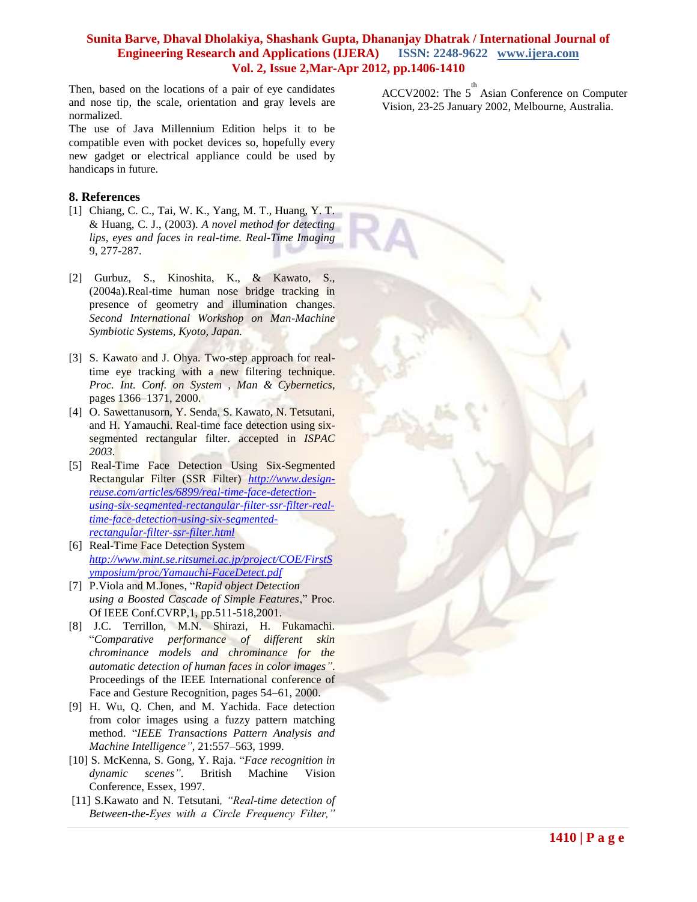Then, based on the locations of a pair of eye candidates and nose tip, the scale, orientation and gray levels are normalized.

The use of Java Millennium Edition helps it to be compatible even with pocket devices so, hopefully every new gadget or electrical appliance could be used by handicaps in future.

## 8. References

[1] Chiang, C. C., Tai, W. K., Yang, M. T., Huang, Y. T. & Huang, C. J., (2003). *A novel method for detecting lips, eyes and faces in real-time. Real-Time Imaging* 9, 277-287.

[2] Gurbuz, S., Kinoshita, K., & Kawato, S., (2004a).Real-time human nose bridge tracking in presence of geometry and illumination changes. *Second International Workshop on Man-Machine Symbiotic Systems, Kyoto, Japan.*

[3] S. Kawato and J. Ohya. Two-step approach for real-time eye tracking with a new filtering technique. *Proc. Int. Conf. on System , Man & Cybernetics*, pages 1366–1371, 2000.

[4] O. Sawettanusorn, Y. Senda, S. Kawato, N. Tetsutani, and H. Yamauchi. Real-time face detection using six-segmented rectangular filter. accepted in *ISPAC 2003*.

[5] Real-Time Face Detection Using Six-Segmented Rectangular Filter (SSR Filter) *http://www.design-reuse.com/articles/6899/real-time-face-detection-using-six-segmented-rectangular-filter-ssr-filter-real-time-face-detection-using-six-segmented-rectangular-filter-ssr-filter.html*

[6] Real-Time Face Detection System *http://www.mint.se.ritsumei.ac.jp/project/COE/FirstSymposium/proc/Yamauchi-FaceDetect.pdf*

[7] P.Viola and M.Jones, "*Rapid object Detection using a Boosted Cascade of Simple Features*," Proc. Of IEEE Conf.CVRP,1, pp.511-518,2001.

[8] J.C. Terrillon, M.N. Shirazi, H. Fukamachi. "*Comparative performance of different skin chrominance models and chrominance for the automatic detection of human faces in color images"*. Proceedings of the IEEE International conference of Face and Gesture Recognition, pages 54–61, 2000.

[9] H. Wu, Q. Chen, and M. Yachida. Face detection from color images using a fuzzy pattern matching method. "*IEEE Transactions Pattern Analysis and Machine Intelligence"*, 21:557–563, 1999.

[10] S. McKenna, S. Gong, Y. Raja. "*Face recognition in dynamic scenes"*. British Machine Vision Conference, Essex, 1997.

[11] S.Kawato and N. Tetsutani*, "Real-time detection of Between-the-Eyes with a Circle Frequency Filter,"* ACCV2002: The 5th Asian Conference on Computer Vision, 23-25 January 2002, Melbourne, Australia.